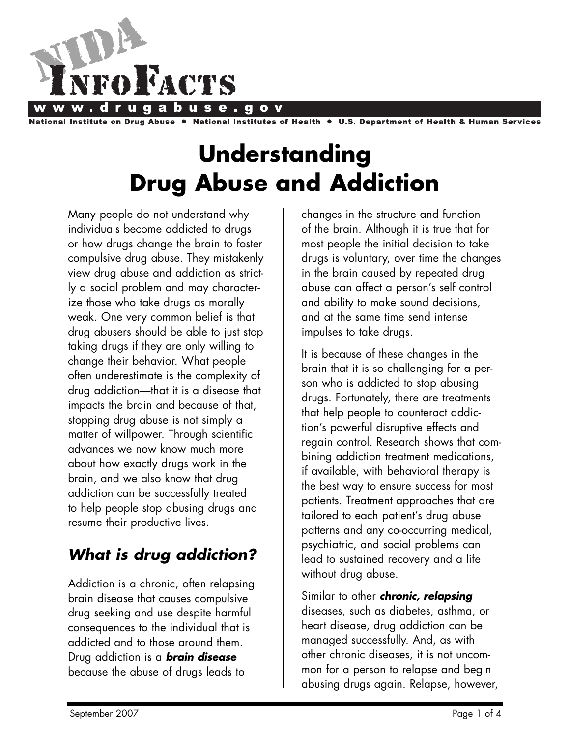# NIDA InfoFacts

www.drugabuse.gov

National Institute on Drug Abuse • National Institutes of Health • U.S. Department of Health & Human Services

# Understanding Drug Abuse and Addiction

Many people do not understand why individuals become addicted to drugs or how drugs change the brain to foster compulsive drug abuse. They mistakenly view drug abuse and addiction as strictly a social problem and may characterize those who take drugs as morally weak. One very common belief is that drug abusers should be able to just stop taking drugs if they are only willing to change their behavior. What people often underestimate is the complexity of drug addiction—that it is a disease that impacts the brain and because of that, stopping drug abuse is not simply a matter of willpower. Through scientific advances we now know much more about how exactly drugs work in the brain, and we also know that drug addiction can be successfully treated to help people stop abusing drugs and resume their productive lives.

## *What is drug addiction?*

Addiction is a chronic, often relapsing brain disease that causes compulsive drug seeking and use despite harmful consequences to the individual that is addicted and to those around them. Drug addiction is a ***brain disease*** because the abuse of drugs leads to changes in the structure and function of the brain. Although it is true that for most people the initial decision to take drugs is voluntary, over time the changes in the brain caused by repeated drug abuse can affect a person's self control and ability to make sound decisions, and at the same time send intense impulses to take drugs.

It is because of these changes in the brain that it is so challenging for a person who is addicted to stop abusing drugs. Fortunately, there are treatments that help people to counteract addiction's powerful disruptive effects and regain control. Research shows that combining addiction treatment medications, if available, with behavioral therapy is the best way to ensure success for most patients. Treatment approaches that are tailored to each patient's drug abuse patterns and any co-occurring medical, psychiatric, and social problems can lead to sustained recovery and a life without drug abuse.

Similar to other ***chronic, relapsing*** diseases, such as diabetes, asthma, or heart disease, drug addiction can be managed successfully. And, as with other chronic diseases, it is not uncommon for a person to relapse and begin abusing drugs again. Relapse, however,

September 2007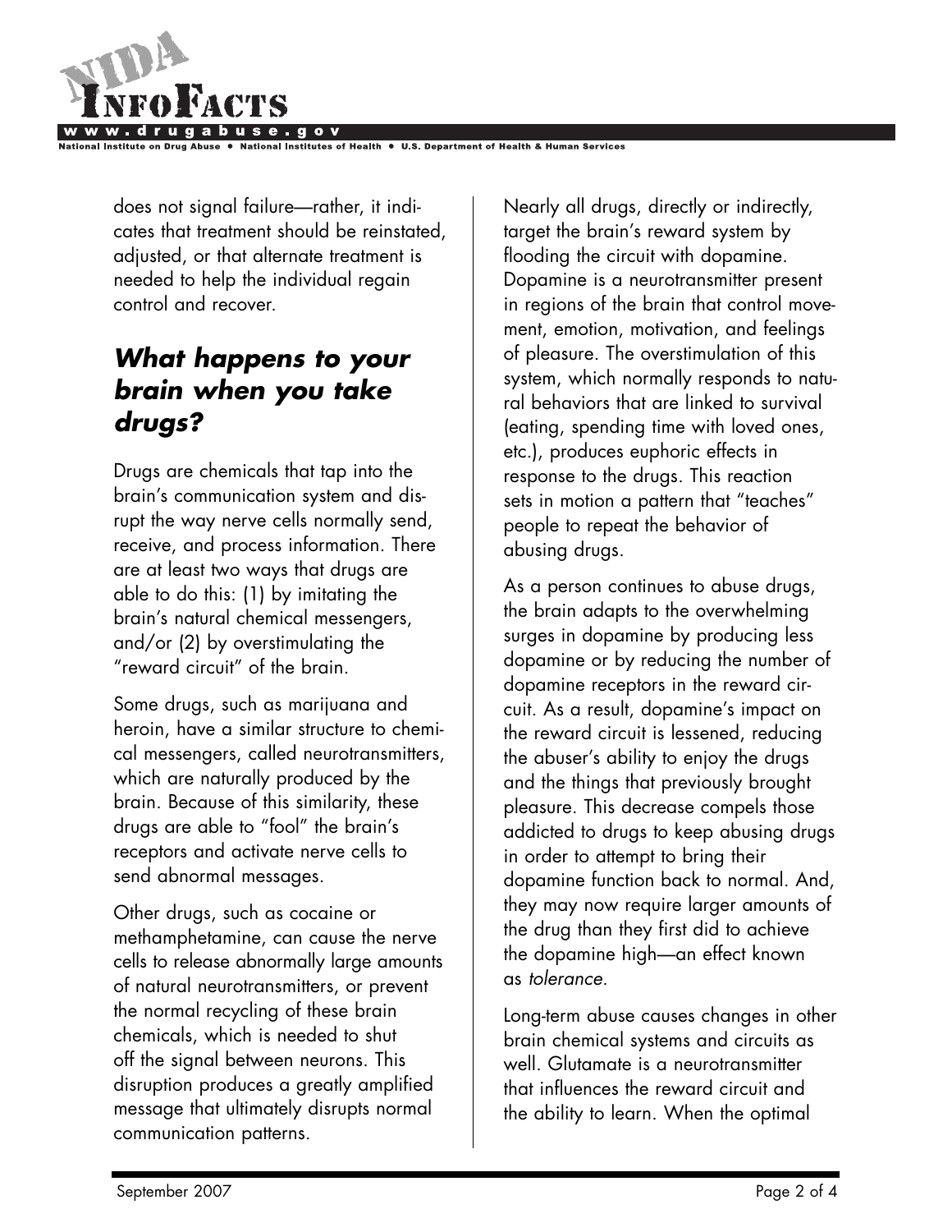does not signal failure—rather, it indicates that treatment should be reinstated, adjusted, or that alternate treatment is needed to help the individual regain control and recover.

## *What happens to your brain when you take drugs?*

Drugs are chemicals that tap into the brain's communication system and disrupt the way nerve cells normally send, receive, and process information. There are at least two ways that drugs are able to do this: (1) by imitating the brain's natural chemical messengers, and/or (2) by overstimulating the "reward circuit" of the brain.

Some drugs, such as marijuana and heroin, have a similar structure to chemical messengers, called neurotransmitters, which are naturally produced by the brain. Because of this similarity, these drugs are able to "fool" the brain's receptors and activate nerve cells to send abnormal messages.

Other drugs, such as cocaine or methamphetamine, can cause the nerve cells to release abnormally large amounts of natural neurotransmitters, or prevent the normal recycling of these brain chemicals, which is needed to shut off the signal between neurons. This disruption produces a greatly amplified message that ultimately disrupts normal communication patterns.

Nearly all drugs, directly or indirectly, target the brain's reward system by flooding the circuit with dopamine. Dopamine is a neurotransmitter present in regions of the brain that control movement, emotion, motivation, and feelings of pleasure. The overstimulation of this system, which normally responds to natural behaviors that are linked to survival (eating, spending time with loved ones, etc.), produces euphoric effects in response to the drugs. This reaction sets in motion a pattern that "teaches" people to repeat the behavior of abusing drugs.

As a person continues to abuse drugs, the brain adapts to the overwhelming surges in dopamine by producing less dopamine or by reducing the number of dopamine receptors in the reward circuit. As a result, dopamine's impact on the reward circuit is lessened, reducing the abuser's ability to enjoy the drugs and the things that previously brought pleasure. This decrease compels those addicted to drugs to keep abusing drugs in order to attempt to bring their dopamine function back to normal. And, they may now require larger amounts of the drug than they first did to achieve the dopamine high—an effect known as *tolerance*.

Long-term abuse causes changes in other brain chemical systems and circuits as well. Glutamate is a neurotransmitter that influences the reward circuit and the ability to learn. When the optimal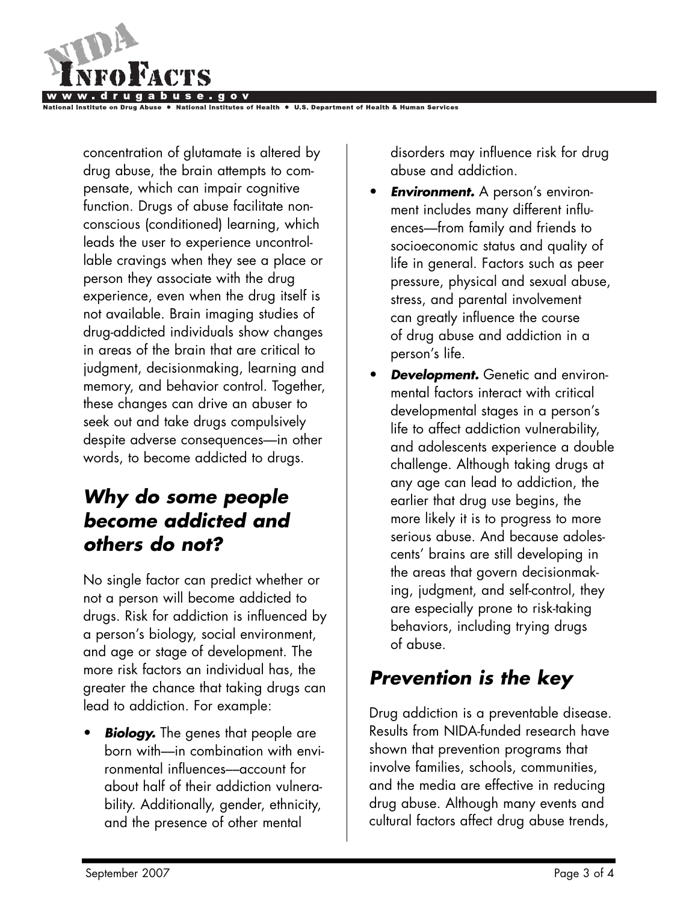concentration of glutamate is altered by drug abuse, the brain attempts to compensate, which can impair cognitive function. Drugs of abuse facilitate nonconscious (conditioned) learning, which leads the user to experience uncontrollable cravings when they see a place or person they associate with the drug experience, even when the drug itself is not available. Brain imaging studies of drug-addicted individuals show changes in areas of the brain that are critical to judgment, decisionmaking, learning and memory, and behavior control. Together, these changes can drive an abuser to seek out and take drugs compulsively despite adverse consequences—in other words, to become addicted to drugs.

## *Why do some people become addicted and others do not?*

No single factor can predict whether or not a person will become addicted to drugs. Risk for addiction is influenced by a person's biology, social environment, and age or stage of development. The more risk factors an individual has, the greater the chance that taking drugs can lead to addiction. For example:

- ***Biology.*** The genes that people are born with—in combination with environmental influences—account for about half of their addiction vulnerability. Additionally, gender, ethnicity, and the presence of other mental disorders may influence risk for drug abuse and addiction.
- ***Environment.*** A person's environment includes many different influences—from family and friends to socioeconomic status and quality of life in general. Factors such as peer pressure, physical and sexual abuse, stress, and parental involvement can greatly influence the course of drug abuse and addiction in a person's life.
- ***Development.*** Genetic and environmental factors interact with critical developmental stages in a person's life to affect addiction vulnerability, and adolescents experience a double challenge. Although taking drugs at any age can lead to addiction, the earlier that drug use begins, the more likely it is to progress to more serious abuse. And because adolescents' brains are still developing in the areas that govern decisionmaking, judgment, and self-control, they are especially prone to risk-taking behaviors, including trying drugs of abuse.

## *Prevention is the key*

Drug addiction is a preventable disease. Results from NIDA-funded research have shown that prevention programs that involve families, schools, communities, and the media are effective in reducing drug abuse. Although many events and cultural factors affect drug abuse trends,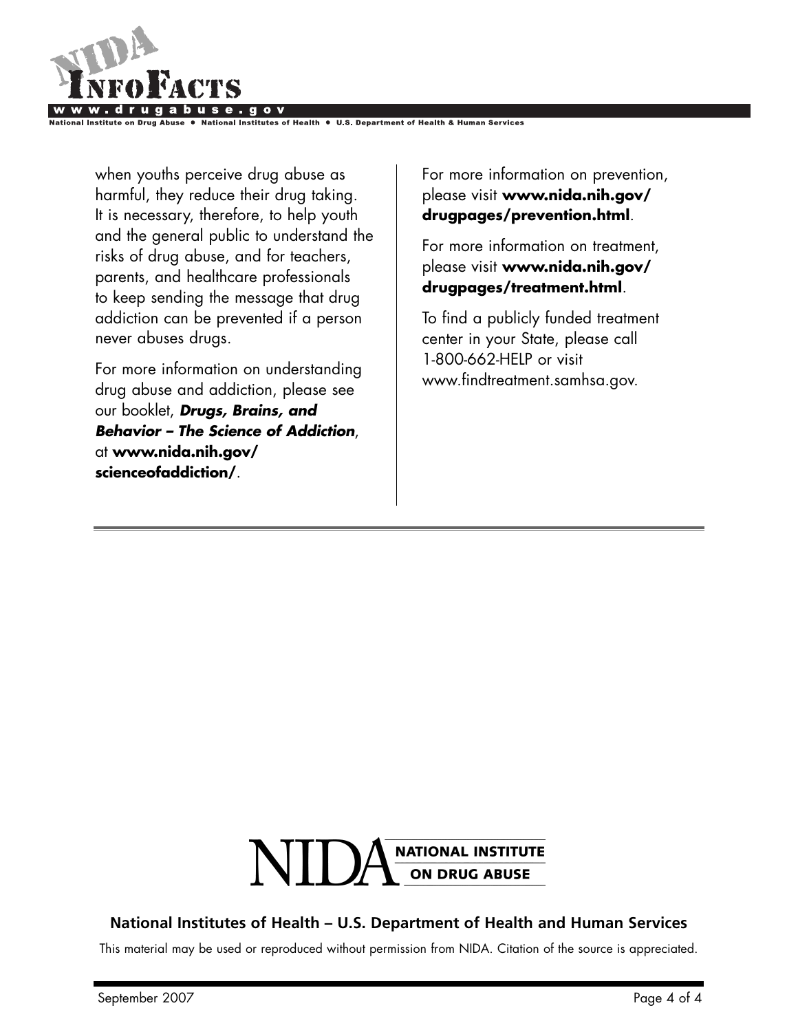when youths perceive drug abuse as harmful, they reduce their drug taking. It is necessary, therefore, to help youth and the general public to understand the risks of drug abuse, and for teachers, parents, and healthcare professionals to keep sending the message that drug addiction can be prevented if a person never abuses drugs.

For more information on understanding drug abuse and addiction, please see our booklet, ***Drugs, Brains, and Behavior – The Science of Addiction***, at **www.nida.nih.gov/scienceofaddiction/**.

For more information on prevention, please visit **www.nida.nih.gov/drugpages/prevention.html**.

For more information on treatment, please visit **www.nida.nih.gov/drugpages/treatment.html**.

To find a publicly funded treatment center in your State, please call 1-800-662-HELP or visit www.findtreatment.samhsa.gov.

NIDA NATIONAL INSTITUTE ON DRUG ABUSE

**National Institutes of Health – U.S. Department of Health and Human Services**

This material may be used or reproduced without permission from NIDA. Citation of the source is appreciated.

September 2007